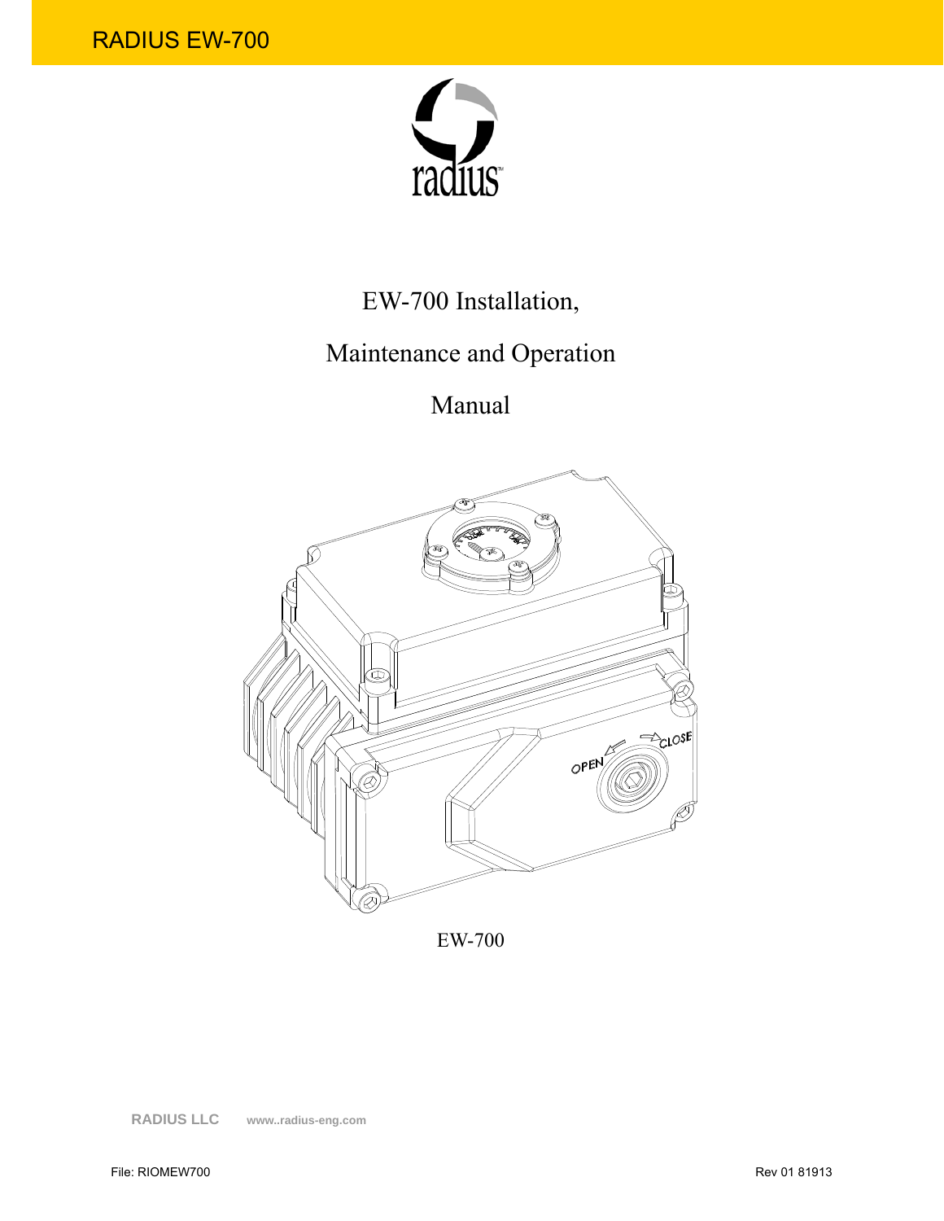# EW-700 Installation, Maintenance and Operation Manual

EW-700

**RADIUS LLC** www..radius-eng.com

File: RIOMEW700

Rev 01 81913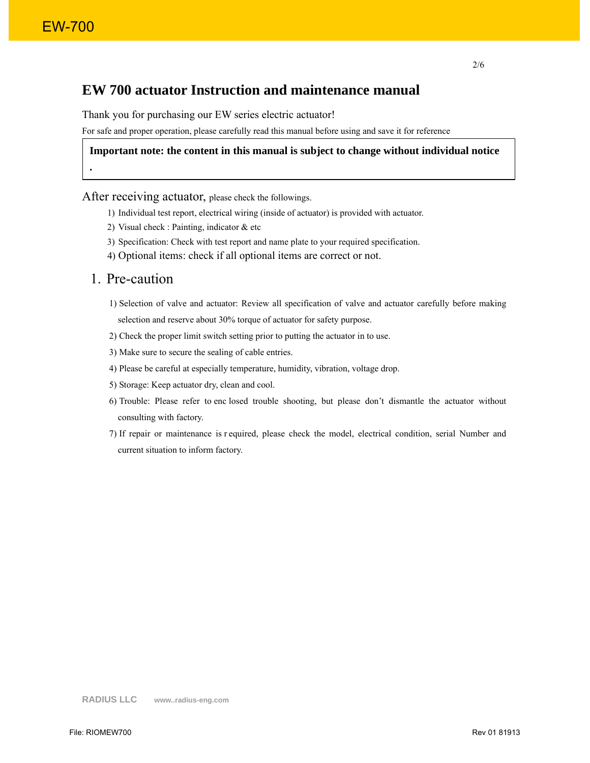# EW 700 actuator Instruction and maintenance manual

Thank you for purchasing our EW series electric actuator!

For safe and proper operation, please carefully read this manual before using and save it for reference

> **Important note: the content in this manual is subject to change without individual notice .**

After receiving actuator, please check the followings.

1) Individual test report, electrical wiring (inside of actuator) is provided with actuator.
2) Visual check : Painting, indicator & etc
3) Specification: Check with test report and name plate to your required specification.
4) Optional items: check if all optional items are correct or not.

## 1. Pre-caution

1) Selection of valve and actuator: Review all specification of valve and actuator carefully before making selection and reserve about 30% torque of actuator for safety purpose.
2) Check the proper limit switch setting prior to putting the actuator in to use.
3) Make sure to secure the sealing of cable entries.
4) Please be careful at especially temperature, humidity, vibration, voltage drop.
5) Storage: Keep actuator dry, clean and cool.
6) Trouble: Please refer to enc losed trouble shooting, but please don't dismantle the actuator without consulting with factory.
7) If repair or maintenance is r equired, please check the model, electrical condition, serial Number and current situation to inform factory.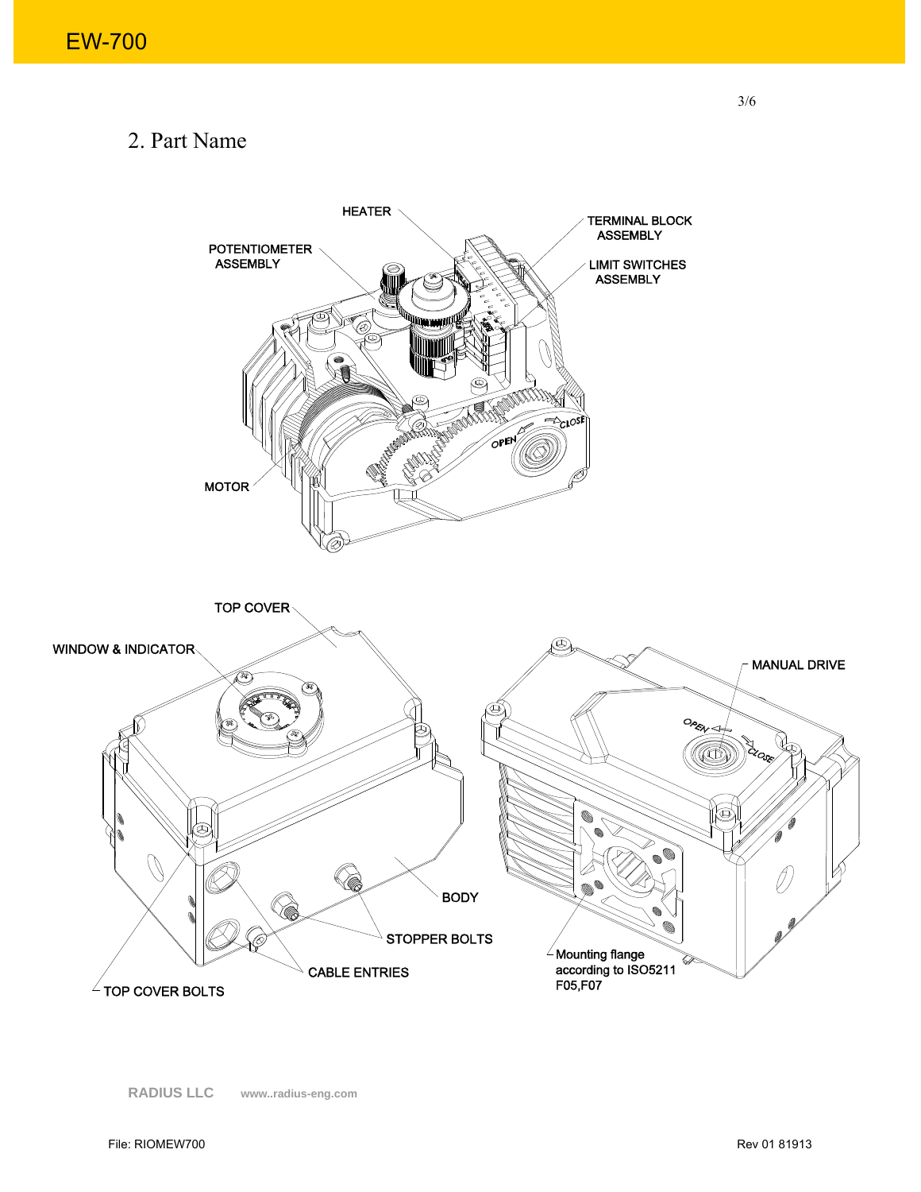## 2. Part Name

HEATER

TERMINAL BLOCK ASSEMBLY

POTENTIOMETER ASSEMBLY

LIMIT SWITCHES ASSEMBLY

MOTOR

TOP COVER

WINDOW & INDICATOR

MANUAL DRIVE

BODY

STOPPER BOLTS

CABLE ENTRIES

TOP COVER BOLTS

Mounting flange according to ISO5211 F05,F07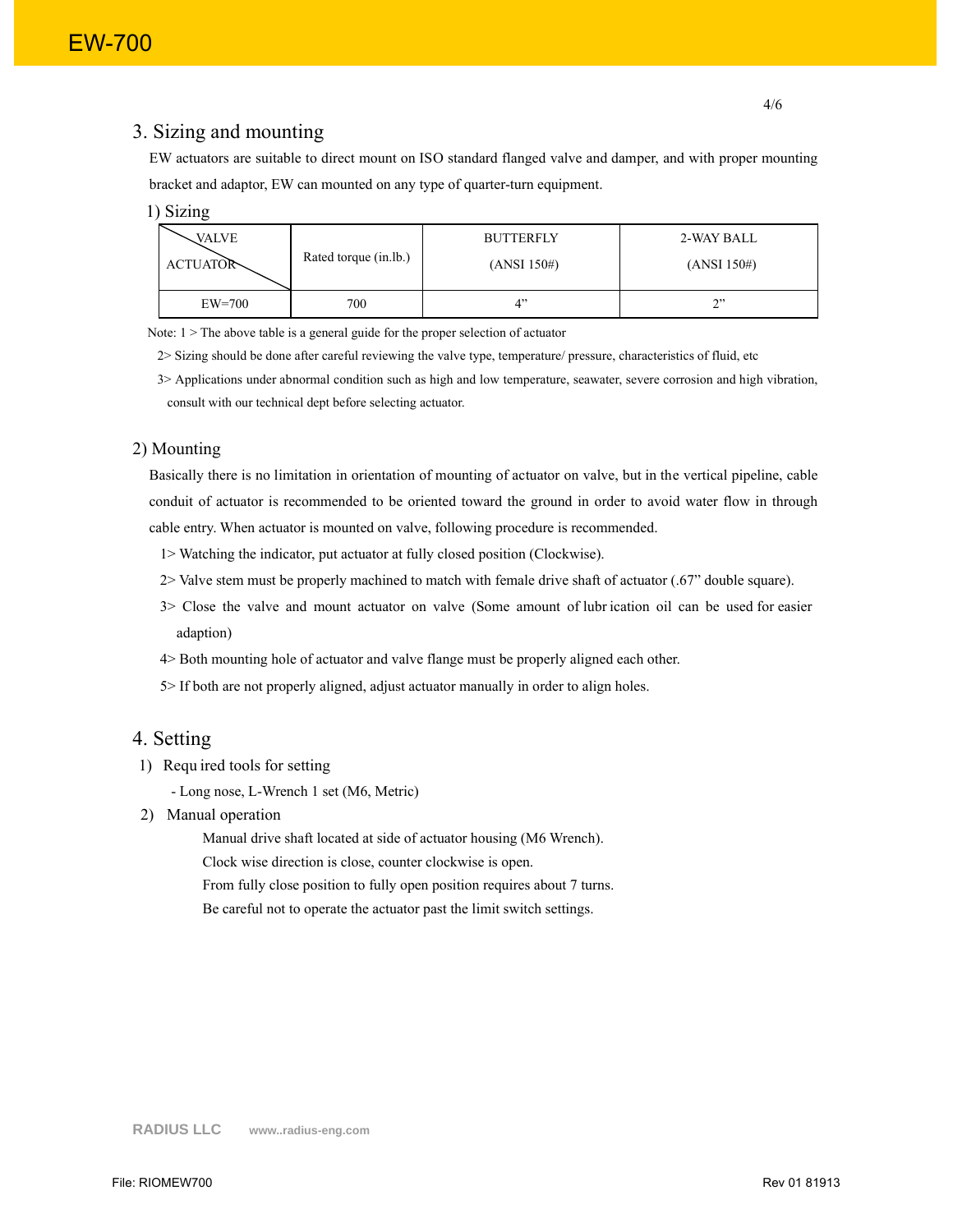## 3. Sizing and mounting

EW actuators are suitable to direct mount on ISO standard flanged valve and damper, and with proper mounting bracket and adaptor, EW can mounted on any type of quarter-turn equipment.

### 1) Sizing

| VALVE / ACTUATOR | Rated torque (in.lb.) | BUTTERFLY (ANSI 150#) | 2-WAY BALL (ANSI 150#) |
|---|---|---|---|
| EW=700 | 700 | 4” | 2” |

Note: 1 > The above table is a general guide for the proper selection of actuator

2> Sizing should be done after careful reviewing the valve type, temperature/ pressure, characteristics of fluid, etc

3> Applications under abnormal condition such as high and low temperature, seawater, severe corrosion and high vibration, consult with our technical dept before selecting actuator.

### 2) Mounting

Basically there is no limitation in orientation of mounting of actuator on valve, but in the vertical pipeline, cable conduit of actuator is recommended to be oriented toward the ground in order to avoid water flow in through cable entry. When actuator is mounted on valve, following procedure is recommended.

1> Watching the indicator, put actuator at fully closed position (Clockwise).

2> Valve stem must be properly machined to match with female drive shaft of actuator (.67” double square).

3> Close the valve and mount actuator on valve (Some amount of lubr ication oil can be used for easier adaption)

4> Both mounting hole of actuator and valve flange must be properly aligned each other.

5> If both are not properly aligned, adjust actuator manually in order to align holes.

## 4. Setting

1) Requ ired tools for setting

- Long nose, L-Wrench 1 set (M6, Metric)

2) Manual operation

Manual drive shaft located at side of actuator housing (M6 Wrench).

Clock wise direction is close, counter clockwise is open.

From fully close position to fully open position requires about 7 turns.

Be careful not to operate the actuator past the limit switch settings.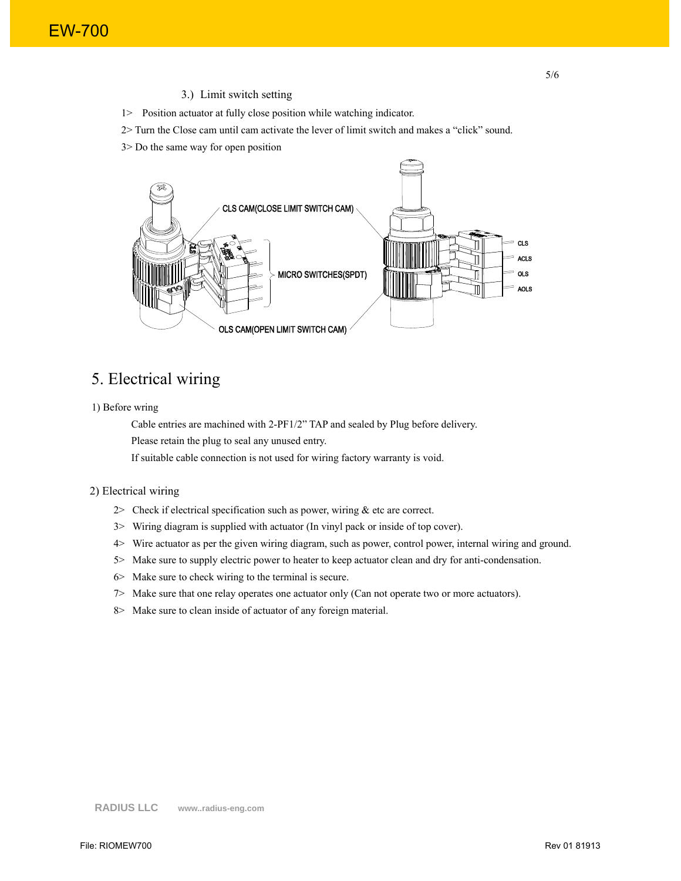3.) Limit switch setting

1> Position actuator at fully close position while watching indicator.

2> Turn the Close cam until cam activate the lever of limit switch and makes a “click” sound.

3> Do the same way for open position

CLS CAM(CLOSE LIMIT SWITCH CAM)

MICRO SWITCHES(SPDT)

OLS CAM(OPEN LIMIT SWITCH CAM)

CLS

ACLS

OLS

AOLS

# 5. Electrical wiring

1) Before wring

Cable entries are machined with 2-PF1/2” TAP and sealed by Plug before delivery.

Please retain the plug to seal any unused entry.

If suitable cable connection is not used for wiring factory warranty is void.

2) Electrical wiring

2> Check if electrical specification such as power, wiring & etc are correct.

3> Wiring diagram is supplied with actuator (In vinyl pack or inside of top cover).

4> Wire actuator as per the given wiring diagram, such as power, control power, internal wiring and ground.

5> Make sure to supply electric power to heater to keep actuator clean and dry for anti-condensation.

6> Make sure to check wiring to the terminal is secure.

7> Make sure that one relay operates one actuator only (Can not operate two or more actuators).

8> Make sure to clean inside of actuator of any foreign material.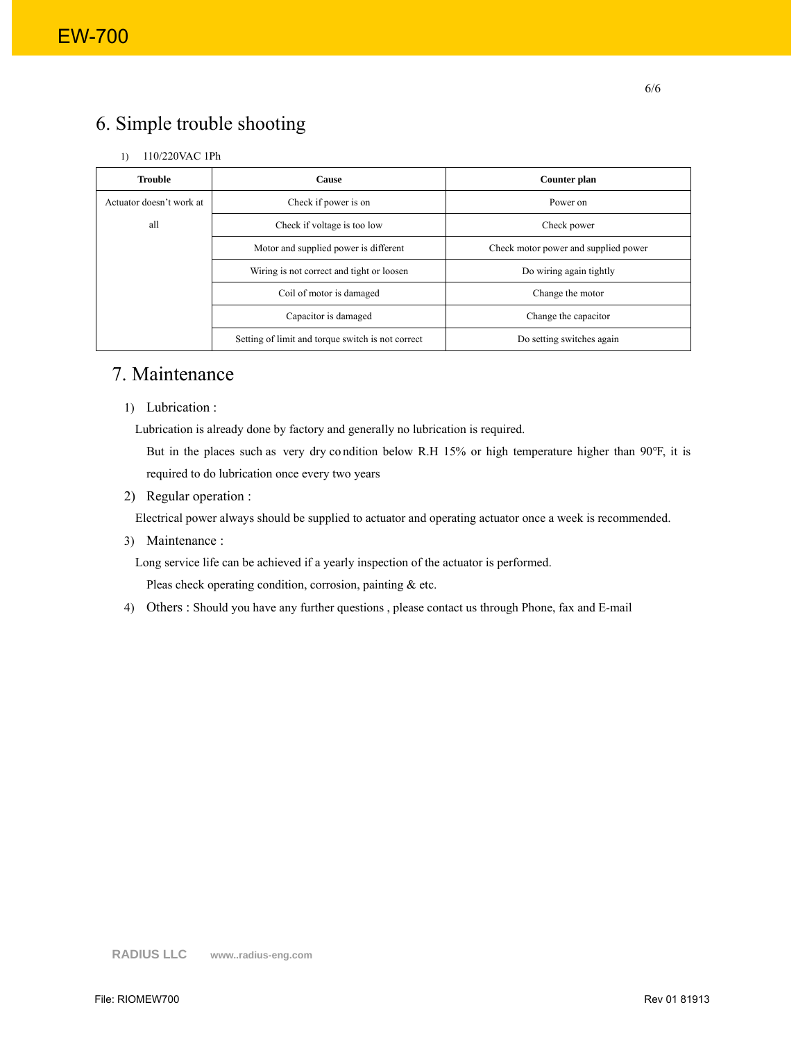## 6. Simple trouble shooting

1) 110/220VAC 1Ph

| Trouble | Cause | Counter plan |
|---|---|---|
| Actuator doesn't work at all | Check if power is on | Power on |
| | Check if voltage is too low | Check power |
| | Motor and supplied power is different | Check motor power and supplied power |
| | Wiring is not correct and tight or loosen | Do wiring again tightly |
| | Coil of motor is damaged | Change the motor |
| | Capacitor is damaged | Change the capacitor |
| | Setting of limit and torque switch is not correct | Do setting switches again |

## 7. Maintenance

1) Lubrication :

Lubrication is already done by factory and generally no lubrication is required.

But in the places such as very dry condition below R.H 15% or high temperature higher than 90℉, it is required to do lubrication once every two years

2) Regular operation :

Electrical power always should be supplied to actuator and operating actuator once a week is recommended.

3) Maintenance :

Long service life can be achieved if a yearly inspection of the actuator is performed.

Pleas check operating condition, corrosion, painting & etc.

4) Others : Should you have any further questions , please contact us through Phone, fax and E-mail

RADIUS LLC www..radius-eng.com

File: RIOMEW700 Rev 01 81913